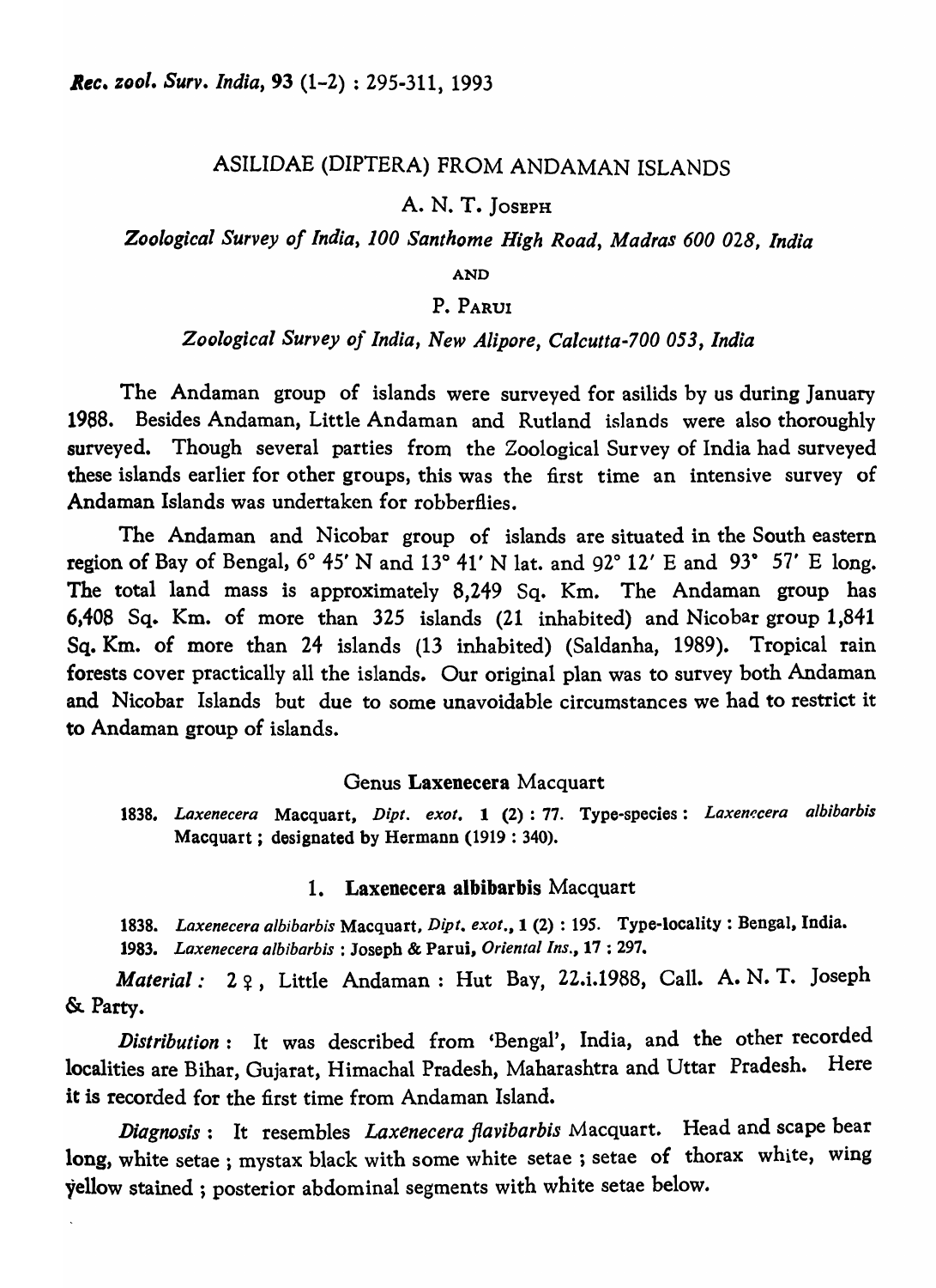# ASILIDAE (DIPTERA) FROM ANDAMAN ISLANDS

A. N. T. JOSEPH

*Zoological Survey of India, 100 Santhome High Road, Madras 600 028, India*

AND

P. PARUI

*Zoological Survey of India, New Alipore, Calcutta-700 053, India*

The Andaman group of islands were surveyed for asilids by us during January 1988. Besides Andaman, Little Andaman and Rutland islands were also thoroughly surveyed. Though several parties from the Zoological Survey of India had surveyed these islands earlier for other groups, this was the first time an intensive survey of Andaman Islands was undertaken for robberflies.

The Andaman and Nicobar group of islands are situated in the South eastern region of Bay of Bengal, 6° 45′ N and 13° 41′ N lat. and 92° 12′ E and 93° 57′ E long. The total land mass is approximately 8,249 Sq. Km. The Andaman group has 6,408 Sq. Km. of more than 325 islands (21 inhabited) and Nicobar group 1,841 Sq. Km. of more than 24 islands (13 inhabited) (Saldanha, 1989). Tropical rain forests cover practically all the islands. Our original plan was to survey both Andaman and Nicobar Islands but due to some unavoidable circumstances we had to restrict it to Andaman group of islands.

## Genus **Laxenecera** Macquart

1838. *Laxenecera* Macquart, *Dipt. exot.* **1** (2) : 77. Type-species : *Laxenecera albibarbis* Macquart ; designated by Hermann (1919 : 340).

### 1. **Laxenecera albibarbis** Macquart

1838. *Laxenecera albibarbis* Macquart, *Dipt. exot.*, **1** (2) : 195. Type-locality : Bengal, India.

1983. *Laxenecera albibarbis* : Joseph & Parui, *Oriental Ins.*, **17** : 297.

*Material :* 2 ♀, Little Andaman : Hut Bay, 22.i.1988, Call. A. N. T. Joseph & Party.

*Distribution :* It was described from 'Bengal', India, and the other recorded localities are Bihar, Gujarat, Himachal Pradesh, Maharashtra and Uttar Pradesh. Here it is recorded for the first time from Andaman Island.

*Diagnosis :* It resembles *Laxenecera flavibarbis* Macquart. Head and scape bear long, white setae ; mystax black with some white setae ; setae of thorax white, wing yellow stained ; posterior abdominal segments with white setae below.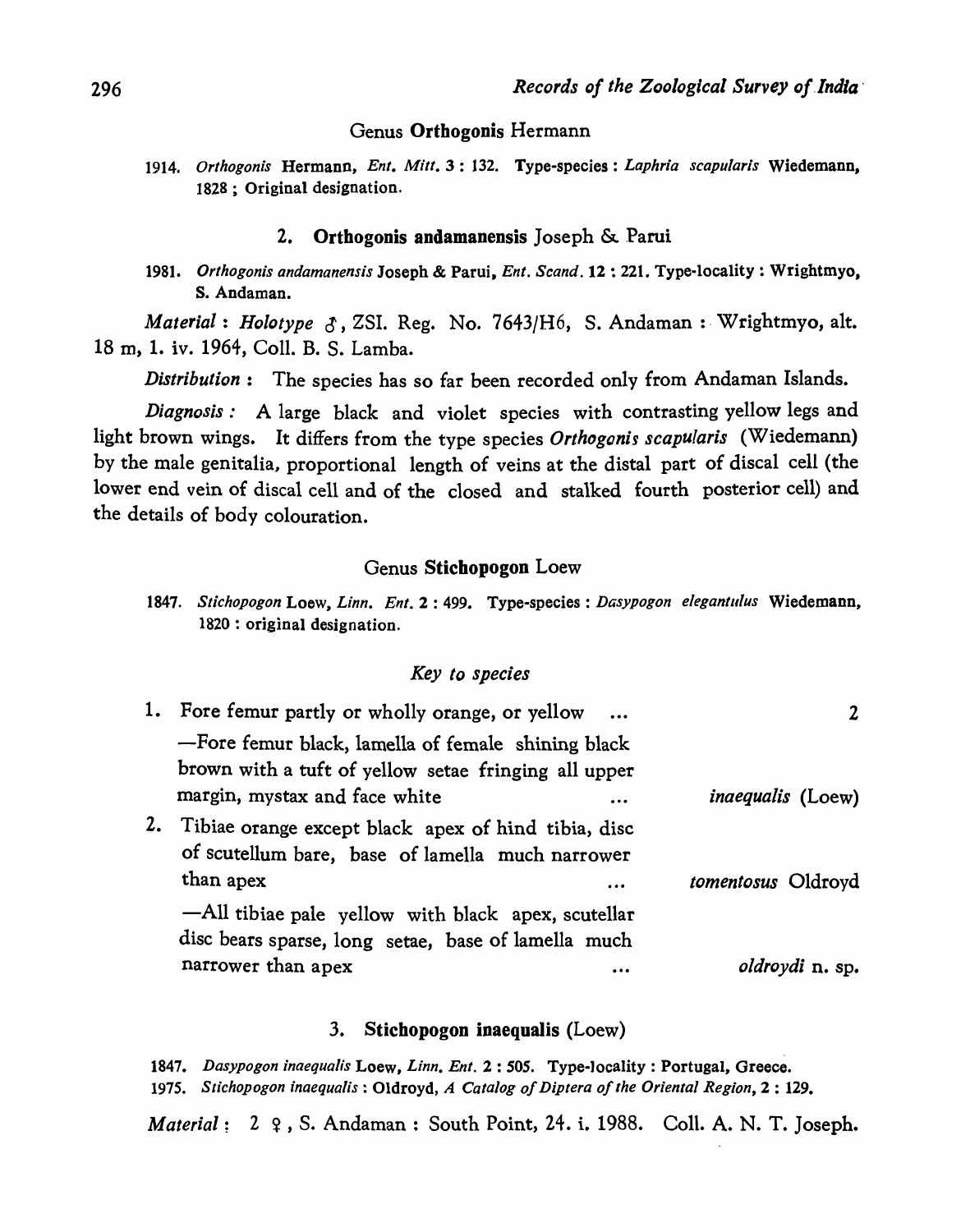### Genus **Orthogonis** Hermann

1914. *Orthogonis* Hermann, *Ent. Mitt.* 3 : 132. Type-species : *Laphria scapularis* Wiedemann, 1828 ; Original designation.

#### 2. **Orthogonis andamanensis** Joseph & Parui

1981. *Orthogonis andamanensis* Joseph & Parui, *Ent. Scand.* 12 : 221. Type-locality : Wrightmyo, S. Andaman.

*Material* : *Holotype* ♂, ZSI. Reg. No. 7643/H6, S. Andaman : Wrightmyo, alt. 18 m, 1. iv. 1964, Coll. B. S. Lamba.

*Distribution* : The species has so far been recorded only from Andaman Islands.

*Diagnosis :* A large black and violet species with contrasting yellow legs and light brown wings. It differs from the type species *Orthogonis scapularis* (Wiedemann) by the male genitalia, proportional length of veins at the distal part of discal cell (the lower end vein of discal cell and of the closed and stalked fourth posterior cell) and the details of body colouration.

### Genus **Stichopogon** Loew

1847. *Stichopogon* Loew, *Linn. Ent.* 2 : 499. Type-species : *Dasypogon elegantulus* Wiedemann, 1820 : original designation.

*Key to species*

1. Fore femur partly or wholly orange, or yellow ... 2
   —Fore femur black, lamella of female shining black brown with a tuft of yellow setae fringing all upper margin, mystax and face white ... *inaequalis* (Loew)
2. Tibiae orange except black apex of hind tibia, disc of scutellum bare, base of lamella much narrower than apex ... *tomentosus* Oldroyd
   —All tibiae pale yellow with black apex, scutellar disc bears sparse, long setae, base of lamella much narrower than apex ... *oldroydi* n. sp.

#### 3. **Stichopogon inaequalis** (Loew)

1847. *Dasypogon inaequalis* Loew, *Linn. Ent.* 2 : 505. Type-locality : Portugal, Greece.
1975. *Stichopogon inaequalis* : Oldroyd, *A Catalog of Diptera of the Oriental Region*, 2 : 129.

*Material* : 2 ♀, S. Andaman : South Point, 24. i. 1988. Coll. A. N. T. Joseph.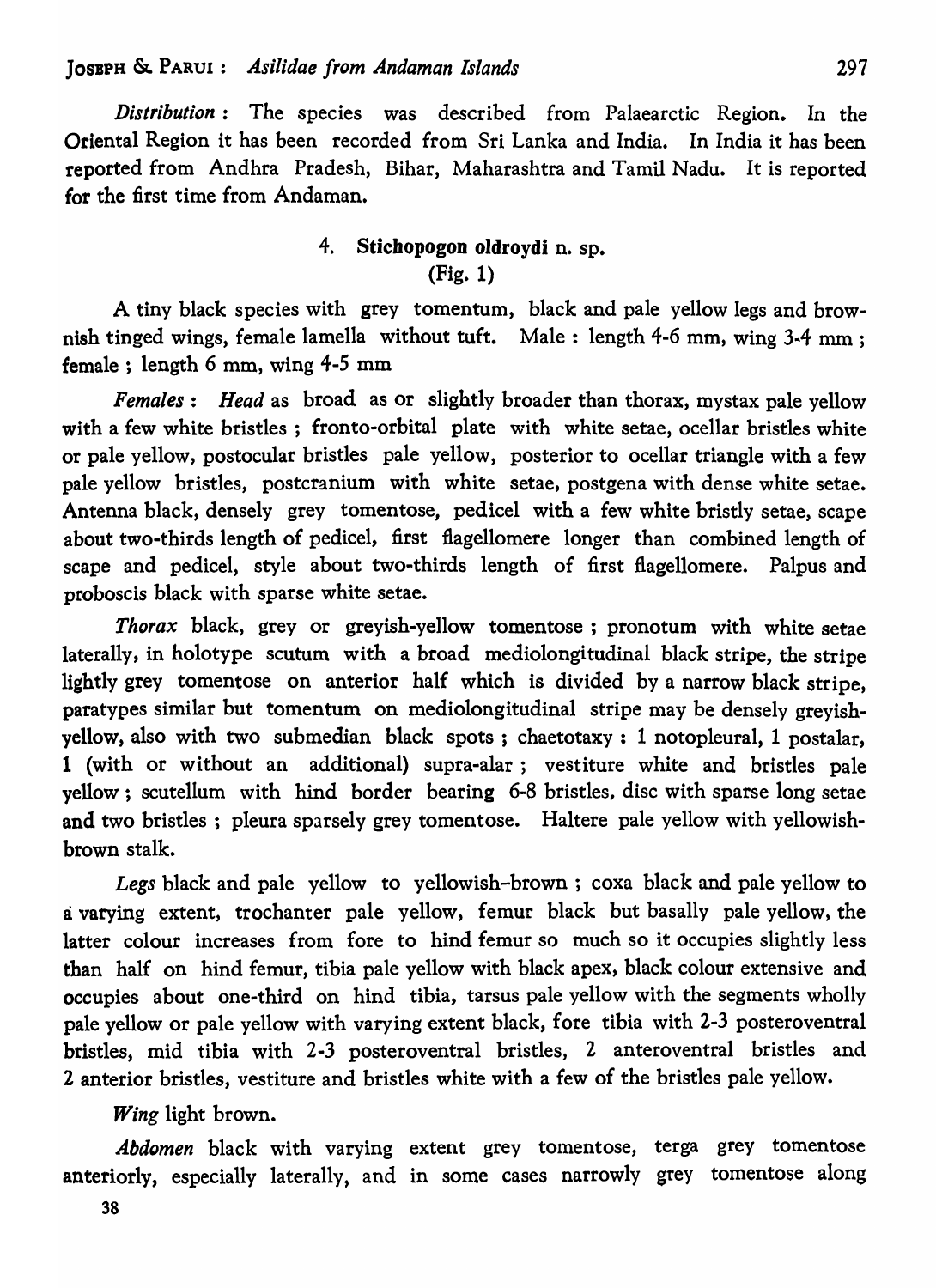*Distribution* : The species was described from Palaearctic Region. In the Oriental Region it has been recorded from Sri Lanka and India. In India it has been reported from Andhra Pradesh, Bihar, Maharashtra and Tamil Nadu. It is reported for the first time from Andaman.

### 4. **Stichopogon oldroydi** n. sp.

(Fig. 1)

A tiny black species with grey tomentum, black and pale yellow legs and brownish tinged wings, female lamella without tuft. Male : length 4-6 mm, wing 3-4 mm ; female ; length 6 mm, wing 4-5 mm

*Females* : *Head* as broad as or slightly broader than thorax, mystax pale yellow with a few white bristles ; fronto-orbital plate with white setae, ocellar bristles white or pale yellow, postocular bristles pale yellow, posterior to ocellar triangle with a few pale yellow bristles, postcranium with white setae, postgena with dense white setae. Antenna black, densely grey tomentose, pedicel with a few white bristly setae, scape about two-thirds length of pedicel, first flagellomere longer than combined length of scape and pedicel, style about two-thirds length of first flagellomere. Palpus and proboscis black with sparse white setae.

*Thorax* black, grey or greyish-yellow tomentose ; pronotum with white setae laterally, in holotype scutum with a broad mediolongitudinal black stripe, the stripe lightly grey tomentose on anterior half which is divided by a narrow black stripe, paratypes similar but tomentum on mediolongitudinal stripe may be densely greyish-yellow, also with two submedian black spots ; chaetotaxy : 1 notopleural, 1 postalar, 1 (with or without an additional) supra-alar ; vestiture white and bristles pale yellow ; scutellum with hind border bearing 6-8 bristles, disc with sparse long setae and two bristles ; pleura sparsely grey tomentose. Haltere pale yellow with yellowish-brown stalk.

*Legs* black and pale yellow to yellowish-brown ; coxa black and pale yellow to a varying extent, trochanter pale yellow, femur black but basally pale yellow, the latter colour increases from fore to hind femur so much so it occupies slightly less than half on hind femur, tibia pale yellow with black apex, black colour extensive and occupies about one-third on hind tibia, tarsus pale yellow with the segments wholly pale yellow or pale yellow with varying extent black, fore tibia with 2-3 posteroventral bristles, mid tibia with 2-3 posteroventral bristles, 2 anteroventral bristles and 2 anterior bristles, vestiture and bristles white with a few of the bristles pale yellow.

*Wing* light brown.

*Abdomen* black with varying extent grey tomentose, terga grey tomentose anteriorly, especially laterally, and in some cases narrowly grey tomentose along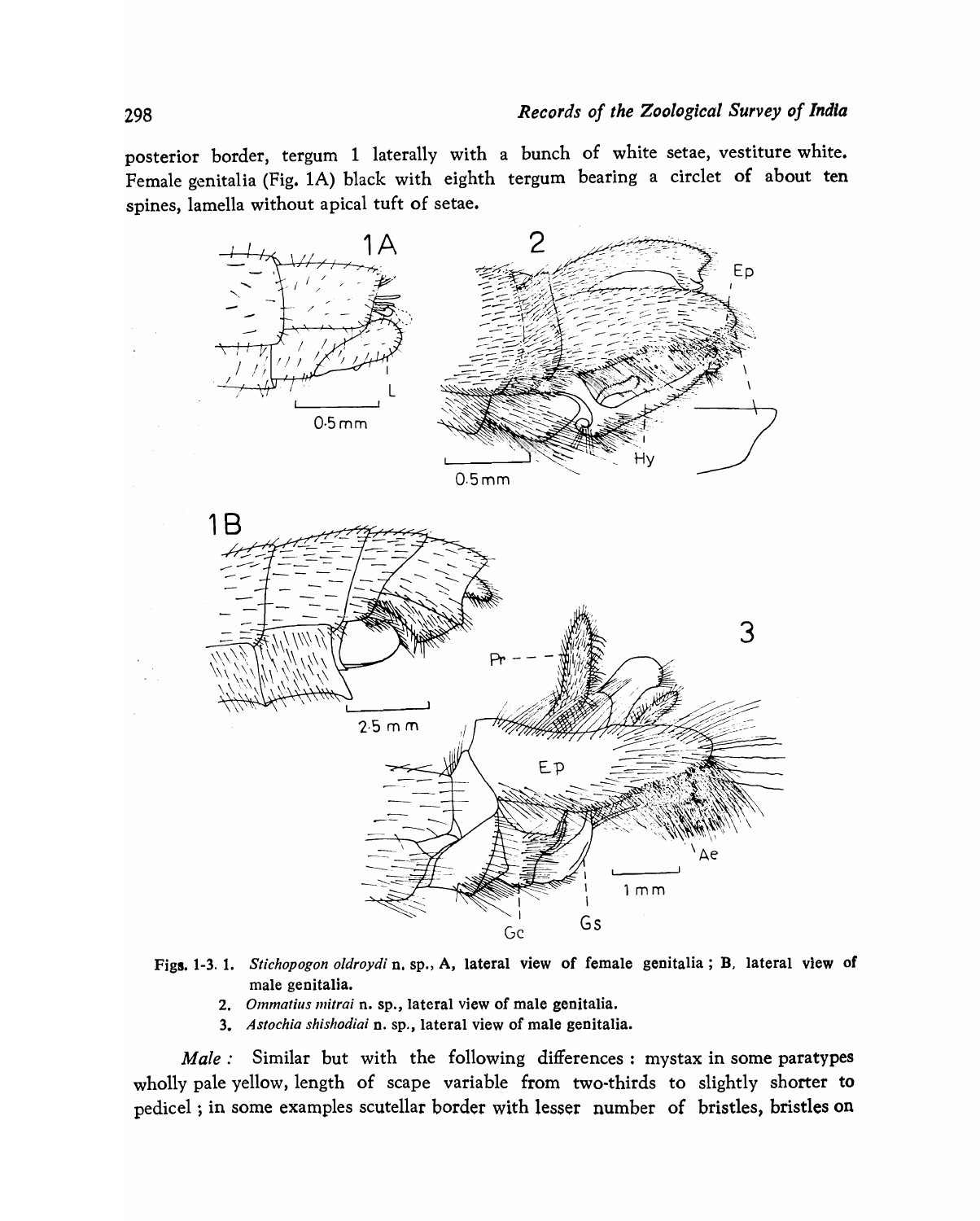posterior border, tergum 1 laterally with a bunch of white setae, vestiture white. Female genitalia (Fig. 1A) black with eighth tergum bearing a circlet of about ten spines, lamella without apical tuft of setae.

Figs. 1-3. 1. *Stichopogon oldroydi* n. sp., A, lateral view of female genitalia ; B, lateral view of male genitalia.

2. *Ommatius mitrai* n. sp., lateral view of male genitalia.

3. *Astochia shishodiai* n. sp., lateral view of male genitalia.

*Male :* Similar but with the following differences : mystax in some paratypes wholly pale yellow, length of scape variable from two-thirds to slightly shorter to pedicel ; in some examples scutellar border with lesser number of bristles, bristles on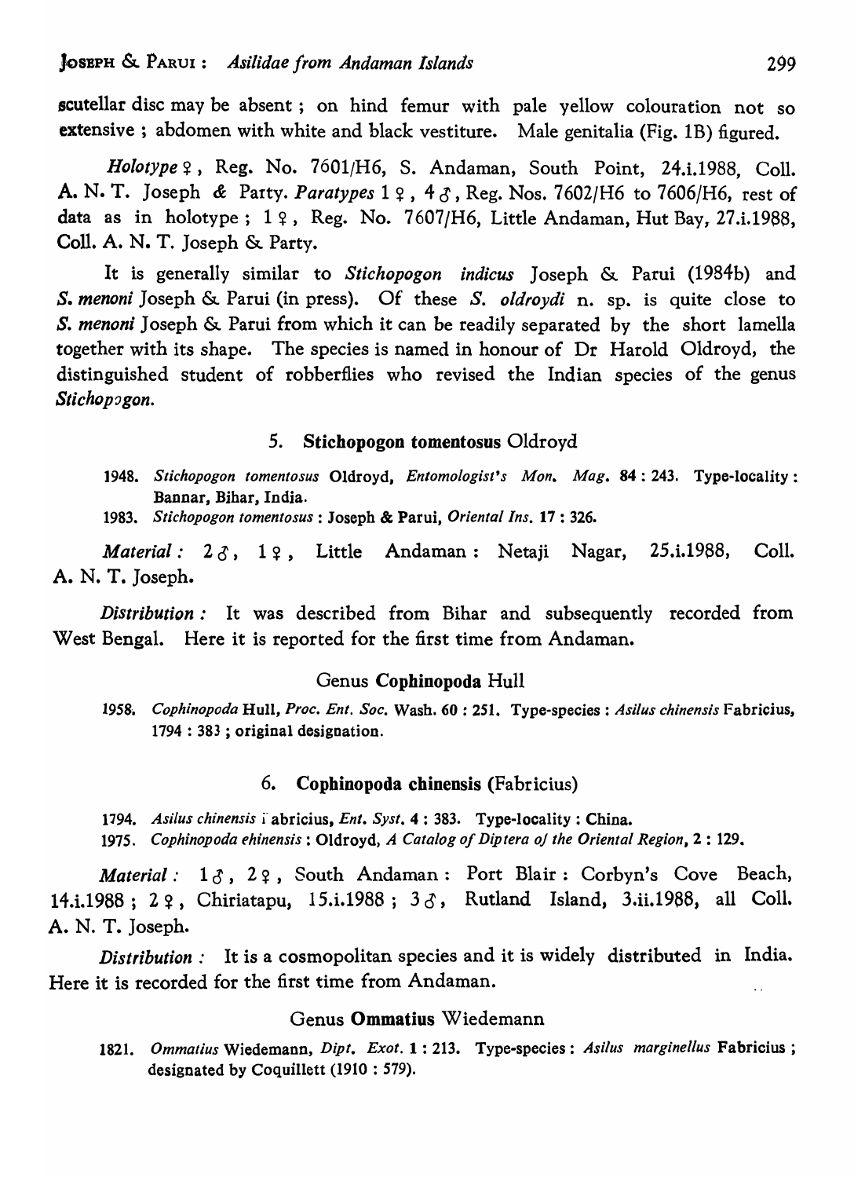scutellar disc may be absent ; on hind femur with pale yellow colouration not so extensive ; abdomen with white and black vestiture. Male genitalia (Fig. 1B) figured.

*Holotype* ♀, Reg. No. 7601/H6, S. Andaman, South Point, 24.i.1988, Coll. A. N. T. Joseph & Party. *Paratypes* 1 ♀, 4 ♂, Reg. Nos. 7602/H6 to 7606/H6, rest of data as in holotype ; 1 ♀, Reg. No. 7607/H6, Little Andaman, Hut Bay, 27.i.1988, Coll. A. N. T. Joseph & Party.

It is generally similar to *Stichopogon indicus* Joseph & Parui (1984b) and *S. menoni* Joseph & Parui (in press). Of these *S. oldroydi* n. sp. is quite close to *S. menoni* Joseph & Parui from which it can be readily separated by the short lamella together with its shape. The species is named in honour of Dr Harold Oldroyd, the distinguished student of robberflies who revised the Indian species of the genus *Stichopogon.*

### 5. **Stichopogon tomentosus** Oldroyd

1948. *Stichopogon tomentosus* Oldroyd, *Entomologist's Mon. Mag.* **84** : 243. Type-locality : Bannar, Bihar, India.

1983. *Stichopogon tomentosus* : Joseph & Parui, *Oriental Ins.* **17** : 326.

*Material :* 2 ♂, 1 ♀, Little Andaman : Netaji Nagar, 25.i.1988, Coll. A. N. T. Joseph.

*Distribution :* It was described from Bihar and subsequently recorded from West Bengal. Here it is reported for the first time from Andaman.

## Genus **Cophinopoda** Hull

1958. *Cophinopoda* Hull, *Proc. Ent. Soc.* Wash. **60** : 251. Type-species : *Asilus chinensis* Fabricius, 1794 : 383 ; original designation.

### 6. **Cophinopoda chinensis** (Fabricius)

1794. *Asilus chinensis* Fabricius, *Ent. Syst.* **4** : 383. Type-locality : China.

1975. *Cophinopoda ehinensis* : Oldroyd, *A Catalog of Diptera of the Oriental Region*, **2** : 129.

*Material :* 1 ♂, 2 ♀, South Andaman : Port Blair : Corbyn's Cove Beach, 14.i.1988 ; 2 ♀, Chiriatapu, 15.i.1988 ; 3 ♂, Rutland Island, 3.ii.1988, all Coll. A. N. T. Joseph.

*Distribution :* It is a cosmopolitan species and it is widely distributed in India. Here it is recorded for the first time from Andaman.

## Genus **Ommatius** Wiedemann

1821. *Ommatius* Wiedemann, *Dipt. Exot.* **1** : 213. Type-species : *Asilus marginellus* Fabricius ; designated by Coquillett (1910 : 579).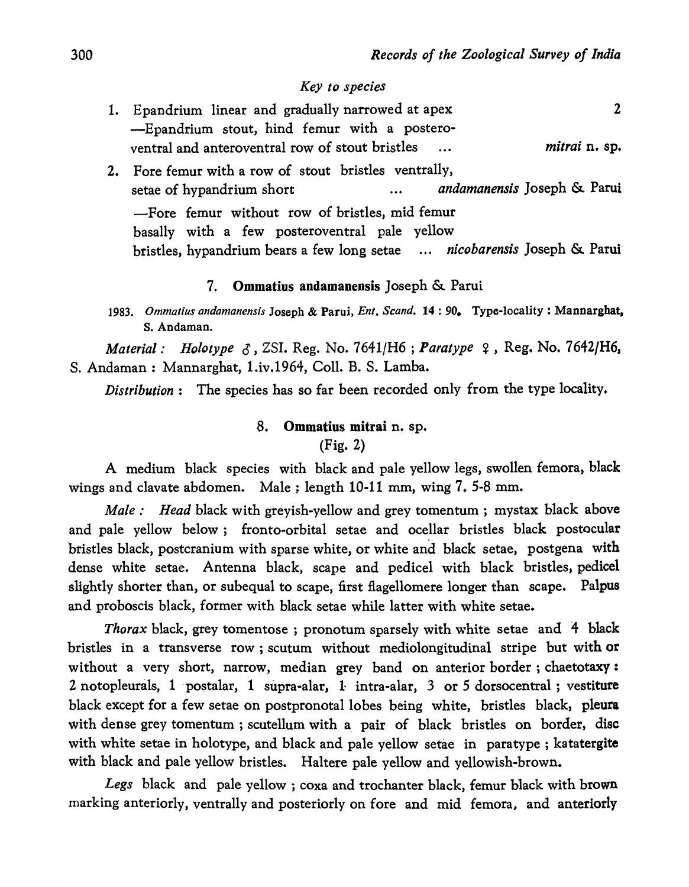### *Key to species*

1. Epandrium linear and gradually narrowed at apex ... 2
   —Epandrium stout, hind femur with a posteroventral and anteroventral row of stout bristles ... *mitrai* n. sp.
2. Fore femur with a row of stout bristles ventrally, setae of hypandrium short ... *andamanensis* Joseph & Parui
   —Fore femur without row of bristles, mid femur basally with a few posteroventral pale yellow bristles, hypandrium bears a few long setae ... *nicobarensis* Joseph & Parui

### 7. **Ommatius andamanensis** Joseph & Parui

1983. *Ommatius andamanensis* Joseph & Parui, *Ent. Scand.* **14** : 90. Type-locality : Mannarghat, S. Andaman.

*Material : Holotype* ♂, ZSI. Reg. No. 7641/H6 ; ***Paratype*** ♀, Reg. No. 7642/H6, S. Andaman : Mannarghat, 1.iv.1964, Coll. B. S. Lamba.

*Distribution* : The species has so far been recorded only from the type locality.

### 8. **Ommatius mitrai** n. sp.

(Fig. 2)

A medium black species with black and pale yellow legs, swollen femora, black wings and clavate abdomen. Male ; length 10-11 mm, wing 7. 5-8 mm.

*Male : Head* black with greyish-yellow and grey tomentum ; mystax black above and pale yellow below ; fronto-orbital setae and ocellar bristles black postocular bristles black, postcranium with sparse white, or white and black setae, postgena with dense white setae. Antenna black, scape and pedicel with black bristles, pedicel slightly shorter than, or subequal to scape, first flagellomere longer than scape. Palpus and proboscis black, former with black setae while latter with white setae.

*Thorax* black, grey tomentose ; pronotum sparsely with white setae and 4 black bristles in a transverse row ; scutum without mediolongitudinal stripe but with or without a very short, narrow, median grey band on anterior border ; chaetotaxy : 2 notopleurals, 1 postalar, 1 supra-alar, 1 intra-alar, 3 or 5 dorsocentral ; vestiture black except for a few setae on postpronotal lobes being white, bristles black, pleura with dense grey tomentum ; scutellum with a pair of black bristles on border, disc with white setae in holotype, and black and pale yellow setae in paratype ; katatergite with black and pale yellow bristles. Haltere pale yellow and yellowish-brown.

*Legs* black and pale yellow ; coxa and trochanter black, femur black with brown marking anteriorly, ventrally and posteriorly on fore and mid femora, and anteriorly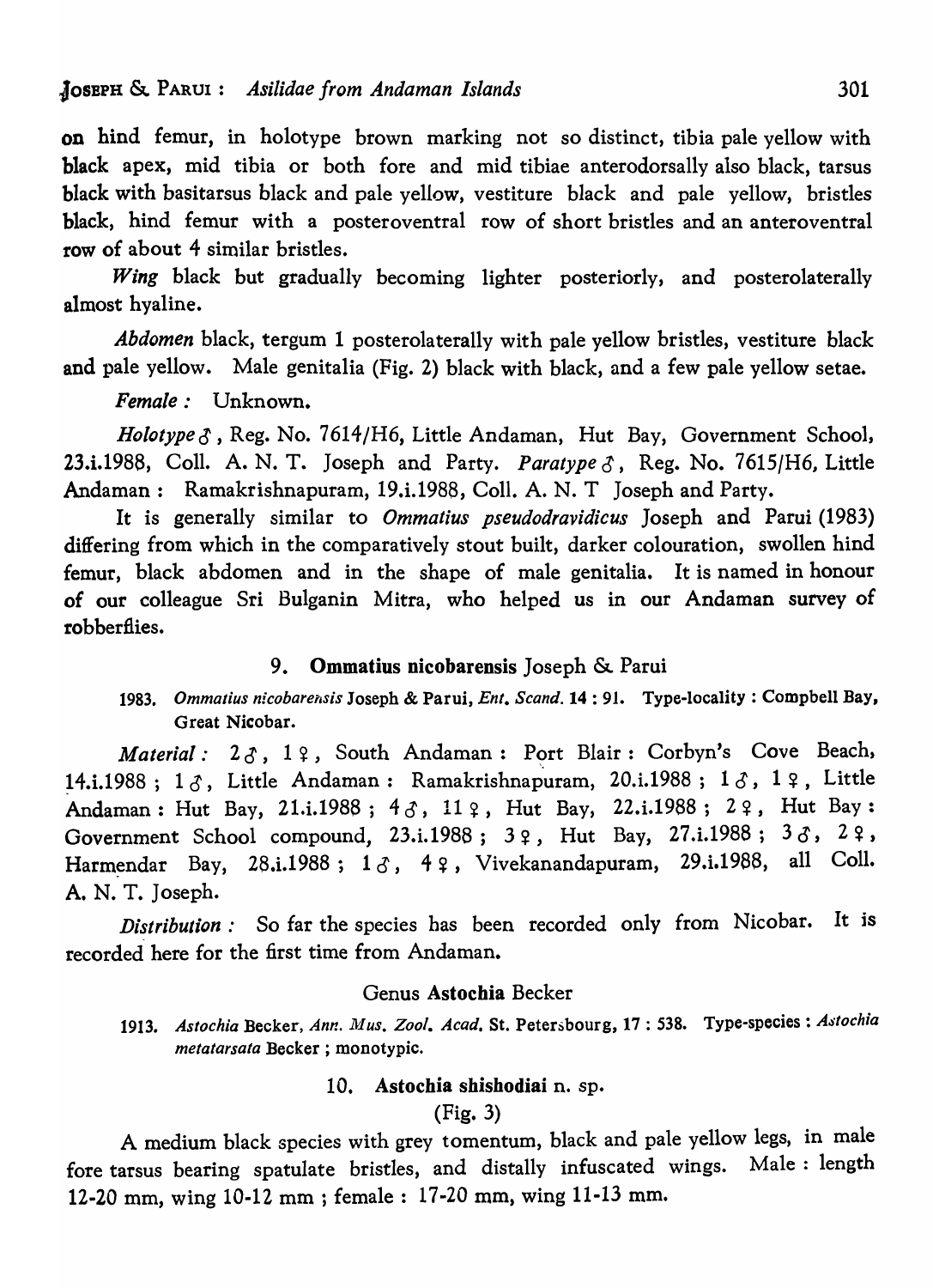on hind femur, in holotype brown marking not so distinct, tibia pale yellow with black apex, mid tibia or both fore and mid tibiae anterodorsally also black, tarsus black with basitarsus black and pale yellow, vestiture black and pale yellow, bristles black, hind femur with a posteroventral row of short bristles and an anteroventral row of about 4 similar bristles.

*Wing* black but gradually becoming lighter posteriorly, and posterolaterally almost hyaline.

*Abdomen* black, tergum 1 posterolaterally with pale yellow bristles, vestiture black and pale yellow. Male genitalia (Fig. 2) black with black, and a few pale yellow setae.

*Female :* Unknown.

*Holotype* ♂, Reg. No. 7614/H6, Little Andaman, Hut Bay, Government School, 23.i.1988, Coll. A. N. T. Joseph and Party. *Paratype* ♂, Reg. No. 7615/H6, Little Andaman : Ramakrishnapuram, 19.i.1988, Coll. A. N. T Joseph and Party.

It is generally similar to *Ommatius pseudodravidicus* Joseph and Parui (1983) differing from which in the comparatively stout built, darker colouration, swollen hind femur, black abdomen and in the shape of male genitalia. It is named in honour of our colleague Sri Bulganin Mitra, who helped us in our Andaman survey of robberflies.

### 9. **Ommatius nicobarensis** Joseph & Parui

1983. *Ommatius nicobarensis* Joseph & Parui, *Ent. Scand.* **14** : 91. Type-locality : Compbell Bay, Great Nicobar.

*Material :* 2 ♂, 1 ♀, South Andaman : Port Blair : Corbyn's Cove Beach, 14.i.1988 ; 1 ♂, Little Andaman : Ramakrishnapuram, 20.i.1988 ; 1 ♂, 1 ♀, Little Andaman : Hut Bay, 21.i.1988 ; 4 ♂, 11 ♀, Hut Bay, 22.i.1988 ; 2 ♀, Hut Bay : Government School compound, 23.i.1988 ; 3 ♀, Hut Bay, 27.i.1988 ; 3 ♂, 2 ♀, Harmendar Bay, 28.i.1988 ; 1 ♂, 4 ♀, Vivekanandapuram, 29.i.1988, all Coll. A. N. T. Joseph.

*Distribution :* So far the species has been recorded only from Nicobar. It is recorded here for the first time from Andaman.

## Genus **Astochia** Becker

1913. *Astochia* Becker, *Ann. Mus. Zool. Acad.* St. Petersbourg, **17** : 538. Type-species : *Astochia metatarsata* Becker ; monotypic.

### 10. **Astochia shishodiai** n. sp.

(Fig. 3)

A medium black species with grey tomentum, black and pale yellow legs, in male fore tarsus bearing spatulate bristles, and distally infuscated wings. Male : length 12-20 mm, wing 10-12 mm ; female : 17-20 mm, wing 11-13 mm.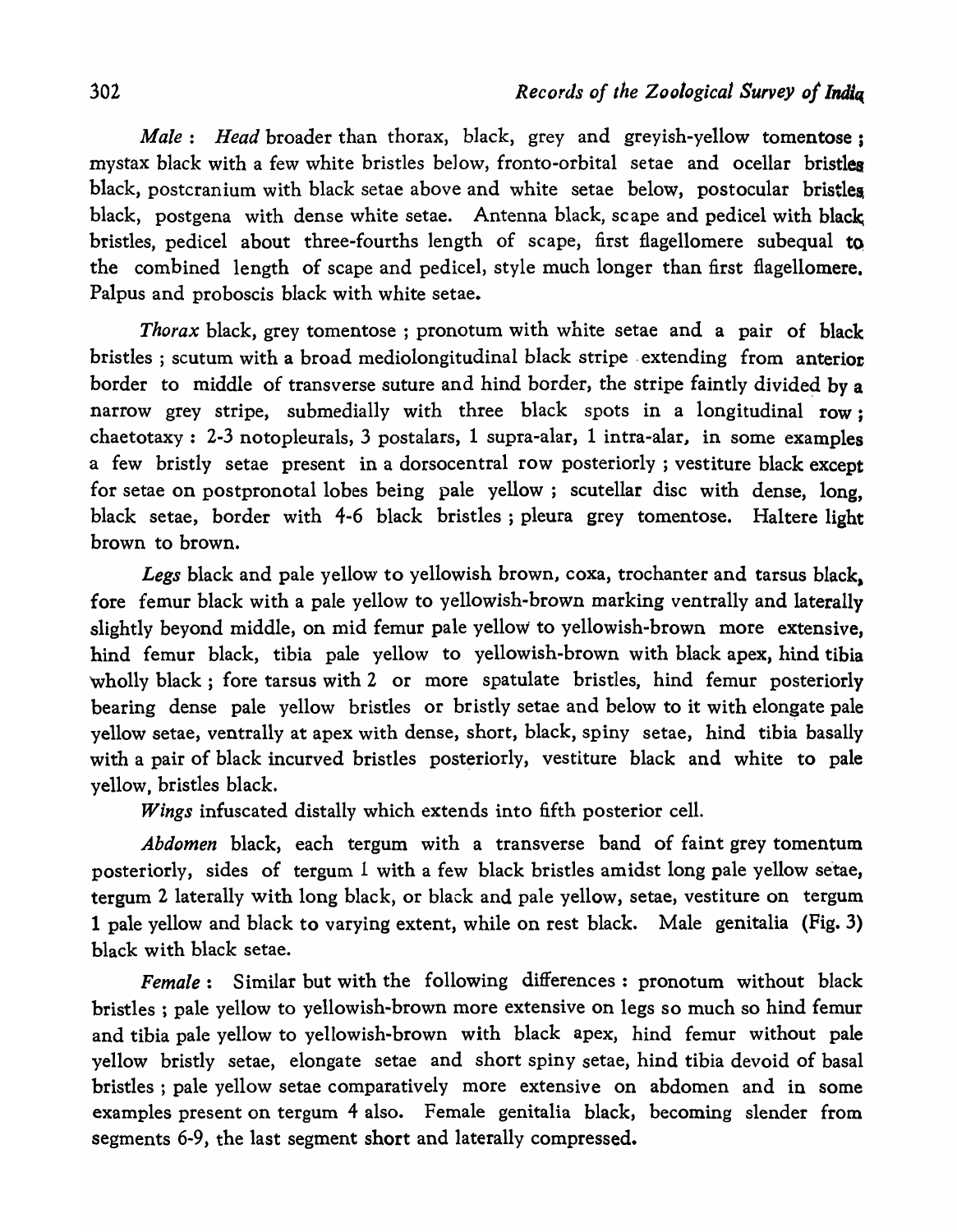*Male* : *Head* broader than thorax, black, grey and greyish-yellow tomentose ; mystax black with a few white bristles below, fronto-orbital setae and ocellar bristles black, postcranium with black setae above and white setae below, postocular bristles black, postgena with dense white setae. Antenna black, scape and pedicel with black bristles, pedicel about three-fourths length of scape, first flagellomere subequal to the combined length of scape and pedicel, style much longer than first flagellomere. Palpus and proboscis black with white setae.

*Thorax* black, grey tomentose ; pronotum with white setae and a pair of black bristles ; scutum with a broad mediolongitudinal black stripe extending from anterior border to middle of transverse suture and hind border, the stripe faintly divided by a narrow grey stripe, submedially with three black spots in a longitudinal row ; chaetotaxy : 2-3 notopleurals, 3 postalars, 1 supra-alar, 1 intra-alar, in some examples a few bristly setae present in a dorsocentral row posteriorly ; vestiture black except for setae on postpronotal lobes being pale yellow ; scutellar disc with dense, long, black setae, border with 4-6 black bristles ; pleura grey tomentose. Haltere light brown to brown.

*Legs* black and pale yellow to yellowish brown, coxa, trochanter and tarsus black, fore femur black with a pale yellow to yellowish-brown marking ventrally and laterally slightly beyond middle, on mid femur pale yellow to yellowish-brown more extensive, hind femur black, tibia pale yellow to yellowish-brown with black apex, hind tibia wholly black ; fore tarsus with 2 or more spatulate bristles, hind femur posteriorly bearing dense pale yellow bristles or bristly setae and below to it with elongate pale yellow setae, ventrally at apex with dense, short, black, spiny setae, hind tibia basally with a pair of black incurved bristles posteriorly, vestiture black and white to pale yellow, bristles black.

*Wings* infuscated distally which extends into fifth posterior cell.

*Abdomen* black, each tergum with a transverse band of faint grey tomentum posteriorly, sides of tergum 1 with a few black bristles amidst long pale yellow setae, tergum 2 laterally with long black, or black and pale yellow, setae, vestiture on tergum 1 pale yellow and black to varying extent, while on rest black. Male genitalia (Fig. 3) black with black setae.

*Female* : Similar but with the following differences : pronotum without black bristles ; pale yellow to yellowish-brown more extensive on legs so much so hind femur and tibia pale yellow to yellowish-brown with black apex, hind femur without pale yellow bristly setae, elongate setae and short spiny setae, hind tibia devoid of basal bristles ; pale yellow setae comparatively more extensive on abdomen and in some examples present on tergum 4 also. Female genitalia black, becoming slender from segments 6-9, the last segment short and laterally compressed.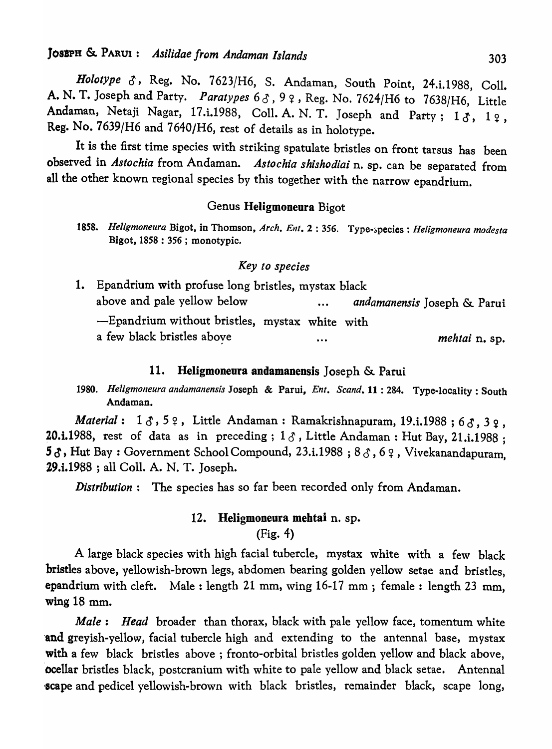*Holotype* ♂, Reg. No. 7623/H6, S. Andaman, South Point, 24.i.1988, Coll. A. N. T. Joseph and Party. *Paratypes* 6 ♂, 9 ♀, Reg. No. 7624/H6 to 7638/H6, Little Andaman, Netaji Nagar, 17.i.1988, Coll. A. N. T. Joseph and Party; 1 ♂, 1 ♀, Reg. No. 7639/H6 and 7640/H6, rest of details as in holotype.

It is the first time species with striking spatulate bristles on front tarsus has been observed in *Astochia* from Andaman. *Astochia shishodiai* n. sp. can be separated from all the other known regional species by this together with the narrow epandrium.

## Genus **Heligmoneura** Bigot

1858. *Heligmoneura* Bigot, in Thomson, *Arch. Ent.* 2 : 356. Type-species : *Heligmoneura modesta* Bigot, 1858 : 356 ; monotypic.

### *Key to species*

1. Epandrium with profuse long bristles, mystax black above and pale yellow below ... *andamanensis* Joseph & Parui

   —Epandrium without bristles, mystax white with a few black bristles above ... *mehtai* n. sp.

### 11. **Heligmoneura andamanensis** Joseph & Parui

1980. *Heligmoneura andamanensis* Joseph & Parui, *Ent. Scand.* 11 : 284. Type-locality : South Andaman.

*Material* : 1 ♂, 5 ♀, Little Andaman : Ramakrishnapuram, 19.i.1988 ; 6 ♂, 3 ♀, 20.i.1988, rest of data as in preceding ; 1 ♂, Little Andaman : Hut Bay, 21.i.1988 ; 5 ♂, Hut Bay : Government School Compound, 23.i.1988 ; 8 ♂, 6 ♀, Vivekanandapuram, 29.i.1988 ; all Coll. A. N. T. Joseph.

*Distribution* : The species has so far been recorded only from Andaman.

### 12. **Heligmoneura mehtai** n. sp.
(Fig. 4)

A large black species with high facial tubercle, mystax white with a few black bristles above, yellowish-brown legs, abdomen bearing golden yellow setae and bristles, epandrium with cleft. Male : length 21 mm, wing 16-17 mm ; female : length 23 mm, wing 18 mm.

*Male* : *Head* broader than thorax, black with pale yellow face, tomentum white and greyish-yellow, facial tubercle high and extending to the antennal base, mystax with a few black bristles above ; fronto-orbital bristles golden yellow and black above, ocellar bristles black, postcranium with white to pale yellow and black setae. Antennal scape and pedicel yellowish-brown with black bristles, remainder black, scape long,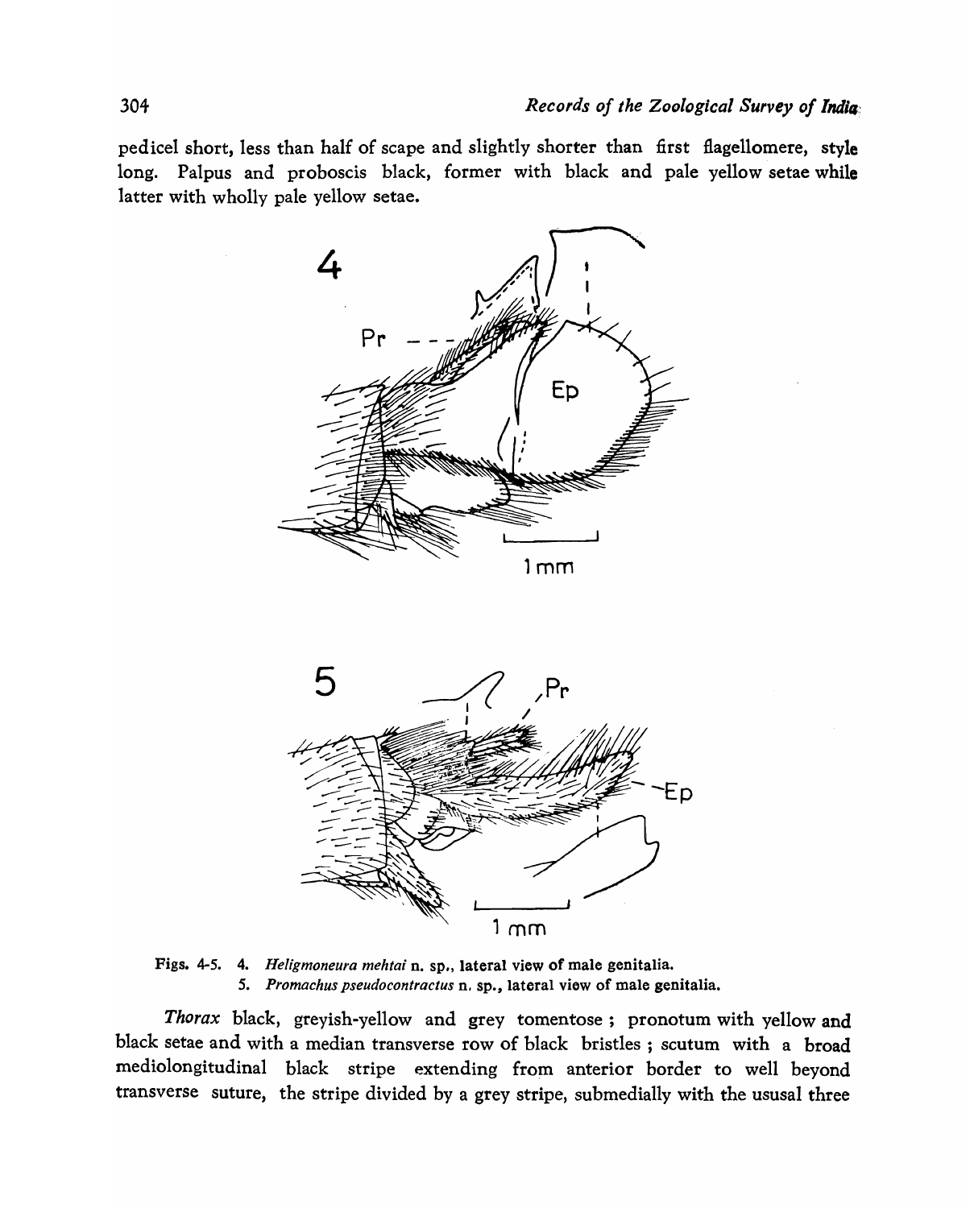pedicel short, less than half of scape and slightly shorter than first flagellomere, style long. Palpus and proboscis black, former with black and pale yellow setae while latter with wholly pale yellow setae.

Figs. 4-5. 4. *Heligmoneura mehtai* n. sp., lateral view of male genitalia.
5. *Promachus pseudocontractus* n. sp., lateral view of male genitalia.

*Thorax* black, greyish-yellow and grey tomentose ; pronotum with yellow and black setae and with a median transverse row of black bristles ; scutum with a broad mediolongitudinal black stripe extending from anterior border to well beyond transverse suture, the stripe divided by a grey stripe, submedially with the ususal three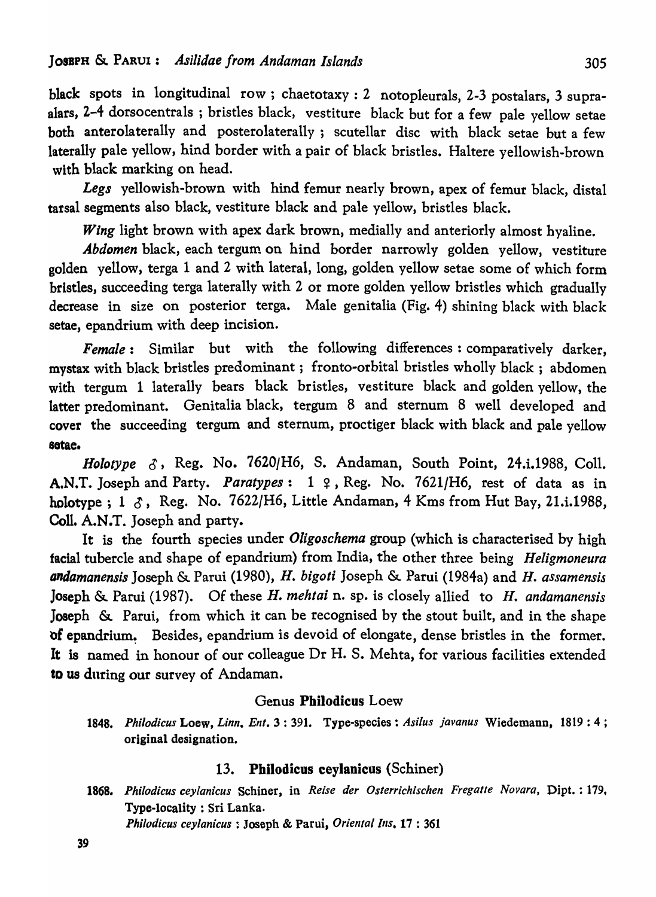black spots in longitudinal row ; chaetotaxy : 2 notopleurals, 2-3 postalars, 3 supra-alars, 2-4 dorsocentrals ; bristles black, vestiture black but for a few pale yellow setae both anterolaterally and posterolaterally ; scutellar disc with black setae but a few laterally pale yellow, hind border with a pair of black bristles. Haltere yellowish-brown with black marking on head.

*Legs* yellowish-brown with hind femur nearly brown, apex of femur black, distal tarsal segments also black, vestiture black and pale yellow, bristles black.

*Wing* light brown with apex dark brown, medially and anteriorly almost hyaline.

*Abdomen* black, each tergum on hind border narrowly golden yellow, vestiture golden yellow, terga 1 and 2 with lateral, long, golden yellow setae some of which form bristles, succeeding terga laterally with 2 or more golden yellow bristles which gradually decrease in size on posterior terga. Male genitalia (Fig. 4) shining black with black setae, epandrium with deep incision.

*Female* : Similar but with the following differences : comparatively darker, mystax with black bristles predominant ; fronto-orbital bristles wholly black ; abdomen with tergum 1 laterally bears black bristles, vestiture black and golden yellow, the latter predominant. Genitalia black, tergum 8 and sternum 8 well developed and cover the succeeding tergum and sternum, proctiger black with black and pale yellow setae.

*Holotype* ♂, Reg. No. 7620/H6, S. Andaman, South Point, 24.i.1988, Coll. A.N.T. Joseph and Party. *Paratypes* : 1 ♀, Reg. No. 7621/H6, rest of data as in holotype ; 1 ♂, Reg. No. 7622/H6, Little Andaman, 4 Kms from Hut Bay, 21.i.1988, Coll. A.N.T. Joseph and party.

It is the fourth species under *Oligoschema* group (which is characterised by high facial tubercle and shape of epandrium) from India, the other three being *Heligmoneura andamanensis* Joseph & Parui (1980), *H. bigoti* Joseph & Parui (1984a) and *H. assamensis* Joseph & Parui (1987). Of these *H. mehtai* n. sp. is closely allied to *H. andamanensis* Joseph & Parui, from which it can be recognised by the stout built, and in the shape of epandrium. Besides, epandrium is devoid of elongate, dense bristles in the former. It is named in honour of our colleague Dr H. S. Mehta, for various facilities extended to us during our survey of Andaman.

## Genus **Philodicus** Loew

1848. *Philodicus* Loew, *Linn. Ent.* 3 : 391. Type-species : *Asilus javanus* Wiedemann, 1819 : 4 ; original designation.

### 13. **Philodicus ceylanicus** (Schiner)

1868. *Philodicus ceylanicus* Schiner, in *Reise der Osterrichischen Fregatte Novara*, Dipt. : 179, Type-locality : Sri Lanka.
*Philodicus ceylanicus* : Joseph & Parui, *Oriental Ins.* 17 : 361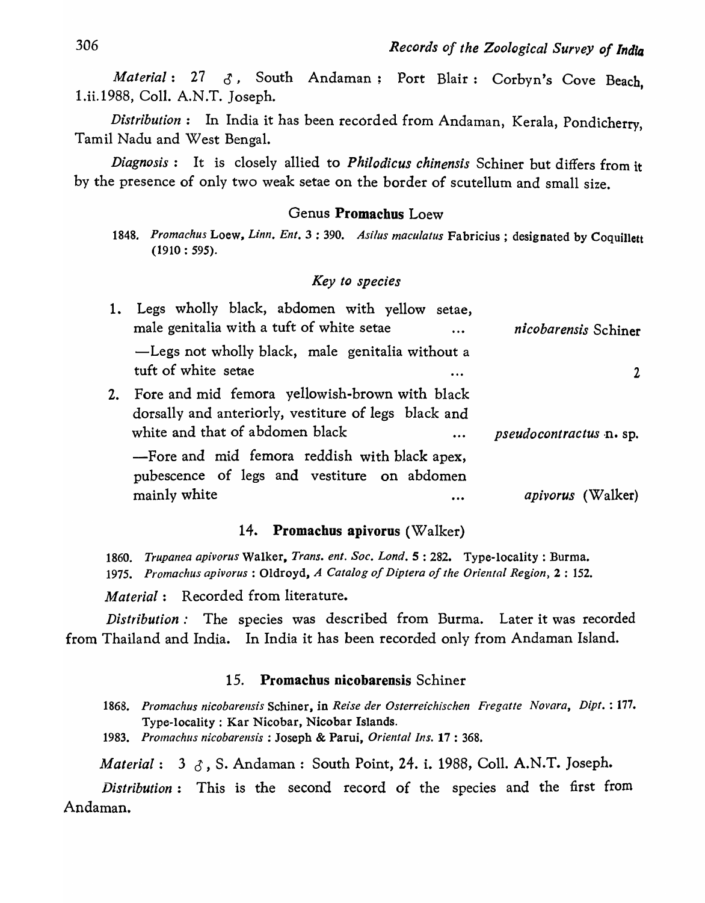*Material* : 27 ♂, South Andaman : Port Blair : Corbyn's Cove Beach, 1.ii.1988, Coll. A.N.T. Joseph.

*Distribution* : In India it has been recorded from Andaman, Kerala, Pondicherry, Tamil Nadu and West Bengal.

*Diagnosis* : It is closely allied to *Philodicus chinensis* Schiner but differs from it by the presence of only two weak setae on the border of scutellum and small size.

## Genus **Promachus** Loew

1848. *Promachus* Loew, *Linn. Ent.* 3 : 390. *Asilus maculatus* Fabricius ; designated by Coquillett (1910 : 595).

### *Key to species*

1. Legs wholly black, abdomen with yellow setae, male genitalia with a tuft of white setae ... *nicobarensis* Schiner

   —Legs not wholly black, male genitalia without a tuft of white setae ... 2

2. Fore and mid femora yellowish-brown with black dorsally and anteriorly, vestiture of legs black and white and that of abdomen black ... *pseudocontractus* n. sp.

   —Fore and mid femora reddish with black apex, pubescence of legs and vestiture on abdomen mainly white ... *apivorus* (Walker)

### 14. **Promachus apivorus** (Walker)

1860. *Trupanea apivorus* Walker, *Trans. ent. Soc. Lond.* 5 : 282. Type-locality : Burma.

1975. *Promachus apivorus* : Oldroyd, *A Catalog of Diptera of the Oriental Region*, 2 : 152.

*Material* : Recorded from literature.

*Distribution* : The species was described from Burma. Later it was recorded from Thailand and India. In India it has been recorded only from Andaman Island.

### 15. **Promachus nicobarensis** Schiner

1868. *Promachus nicobarensis* Schiner, in *Reise der Osterreichischen Fregatte Novara, Dipt.* : 177. Type-locality : Kar Nicobar, Nicobar Islands.

1983. *Promachus nicobarensis* : Joseph & Parui, *Oriental Ins.* 17 : 368.

*Material* : 3 ♂, S. Andaman : South Point, 24. i. 1988, Coll. A.N.T. Joseph.

*Distribution* : This is the second record of the species and the first from Andaman.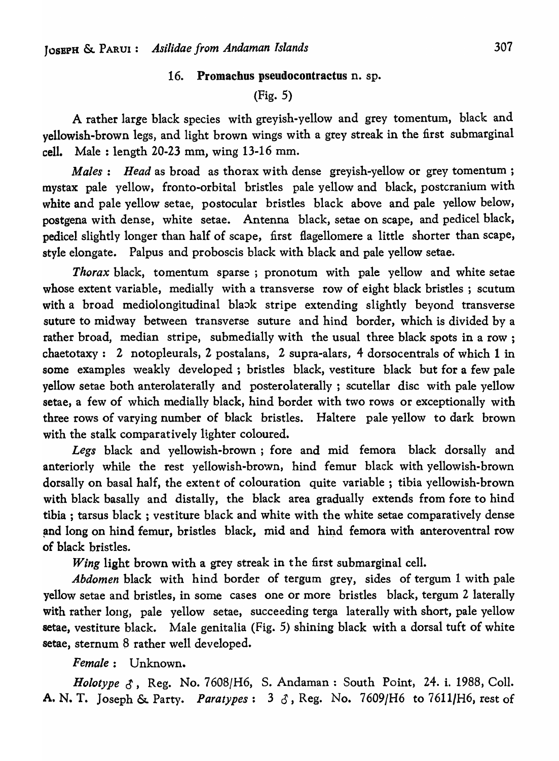### 16. **Promachus pseudocontractus** n. sp.

(Fig. 5)

A rather large black species with greyish-yellow and grey tomentum, black and yellowish-brown legs, and light brown wings with a grey streak in the first submarginal cell. Male : length 20-23 mm, wing 13-16 mm.

*Males* : *Head* as broad as thorax with dense greyish-yellow or grey tomentum ; mystax pale yellow, fronto-orbital bristles pale yellow and black, postcranium with white and pale yellow setae, postocular bristles black above and pale yellow below, postgena with dense, white setae. Antenna black, setae on scape, and pedicel black, pedicel slightly longer than half of scape, first flagellomere a little shorter than scape, style elongate. Palpus and proboscis black with black and pale yellow setae.

*Thorax* black, tomentum sparse ; pronotum with pale yellow and white setae whose extent variable, medially with a transverse row of eight black bristles ; scutum with a broad mediolongitudinal black stripe extending slightly beyond transverse suture to midway between transverse suture and hind border, which is divided by a rather broad, median stripe, submedially with the usual three black spots in a row ; chaetotaxy : 2 notopleurals, 2 postalans, 2 supra-alars, 4 dorsocentrals of which 1 in some examples weakly developed ; bristles black, vestiture black but for a few pale yellow setae both anterolaterally and posterolaterally ; scutellar disc with pale yellow setae, a few of which medially black, hind border with two rows or exceptionally with three rows of varying number of black bristles. Haltere pale yellow to dark brown with the stalk comparatively lighter coloured.

*Legs* black and yellowish-brown ; fore and mid femora black dorsally and anteriorly while the rest yellowish-brown, hind femur black with yellowish-brown dorsally on basal half, the extent of colouration quite variable ; tibia yellowish-brown with black basally and distally, the black area gradually extends from fore to hind tibia ; tarsus black ; vestiture black and white with the white setae comparatively dense and long on hind femur, bristles black, mid and hind femora with anteroventral row of black bristles.

*Wing* light brown with a grey streak in the first submarginal cell.

*Abdomen* black with hind border of tergum grey, sides of tergum 1 with pale yellow setae and bristles, in some cases one or more bristles black, tergum 2 laterally with rather long, pale yellow setae, succeeding terga laterally with short, pale yellow setae, vestiture black. Male genitalia (Fig. 5) shining black with a dorsal tuft of white setae, sternum 8 rather well developed.

*Female* : Unknown.

*Holotype* ♂, Reg. No. 7608/H6, S. Andaman : South Point, 24. i. 1988, Coll. A. N. T. Joseph & Party. *Paratypes* : 3 ♂, Reg. No. 7609/H6 to 7611/H6, rest of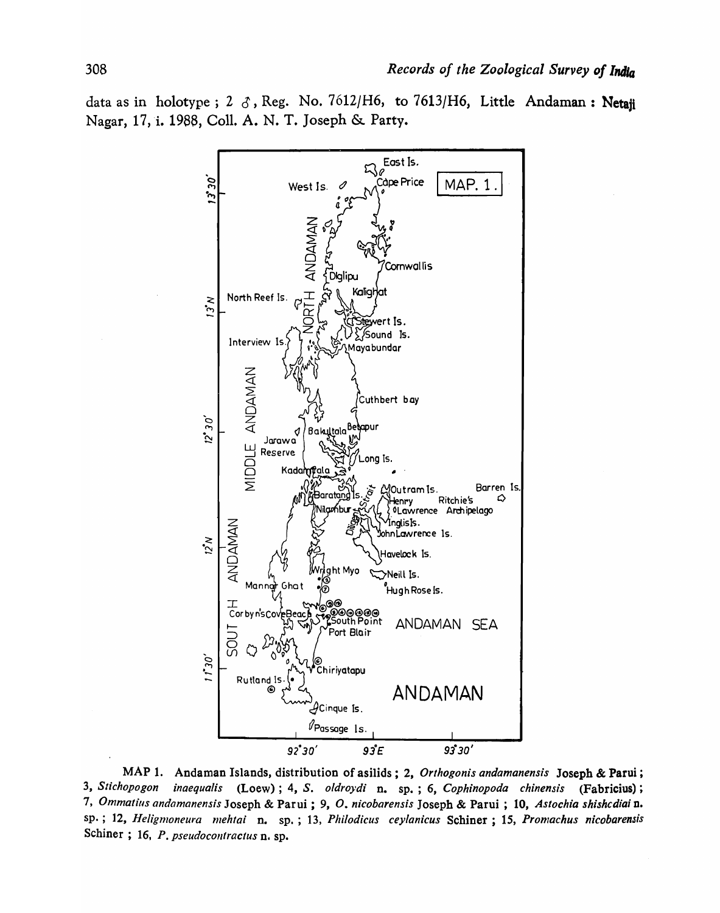data as in holotype ; 2 ♂, Reg. No. 7612/H6, to 7613/H6, Little Andaman : **Netaji** Nagar, 17, i. 1988, Coll. A. N. T. Joseph & Party.

MAP 1. Andaman Islands, distribution of asilids ; 2, *Orthogonis andamanensis* Joseph & Parui ; 3, *Stichopogon inaequalis* (Loew) ; 4, *S. oldroydi* n. sp. ; 6, *Cophinopoda chinensis* (Fabricius) ; 7, *Ommatius andamanensis* Joseph & Parui ; 9, *O. nicobarensis* Joseph & Parui ; 10, *Astochia shishcdiai* n. sp. ; 12, *Heligmoneura mehtai* n. sp. ; 13, *Philodicus ceylanicus* Schiner ; 15, *Promachus nicobarensis* Schiner ; 16, *P. pseudocontractus* n. sp.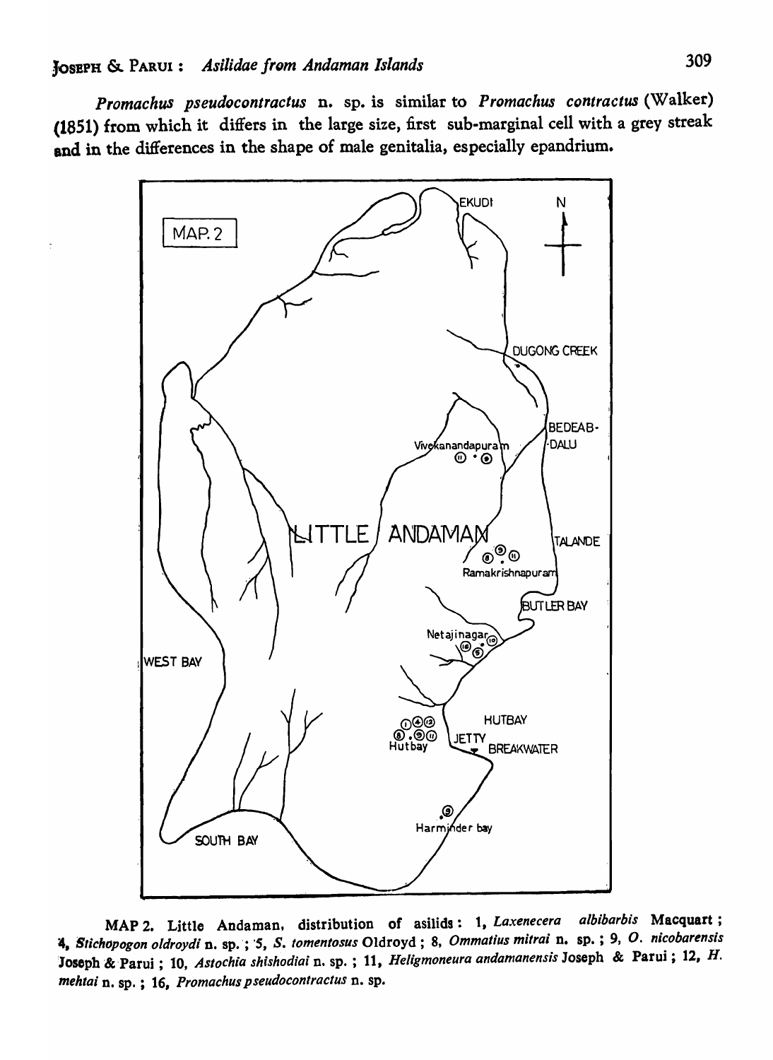*Promachus pseudocontractus* n. sp. is similar to *Promachus contractus* (Walker) (1851) from which it differs in the large size, first sub-marginal cell with a grey streak and in the differences in the shape of male genitalia, especially epandrium.

MAP 2. Little Andaman, distribution of asilids: 1, *Laxenecera albibarbis* Macquart; 4, *Stichopogon oldroydi* n. sp.; 5, *S. tomentosus* Oldroyd; 8, *Ommatius mitrai* n. sp.; 9, *O. nicobarensis* Joseph & Parui; 10, *Astochia shishodiai* n. sp.; 11, *Heligmoneura andamanensis* Joseph & Parui; 12, *H. mehtai* n. sp.; 16, *Promachus pseudocontractus* n. sp.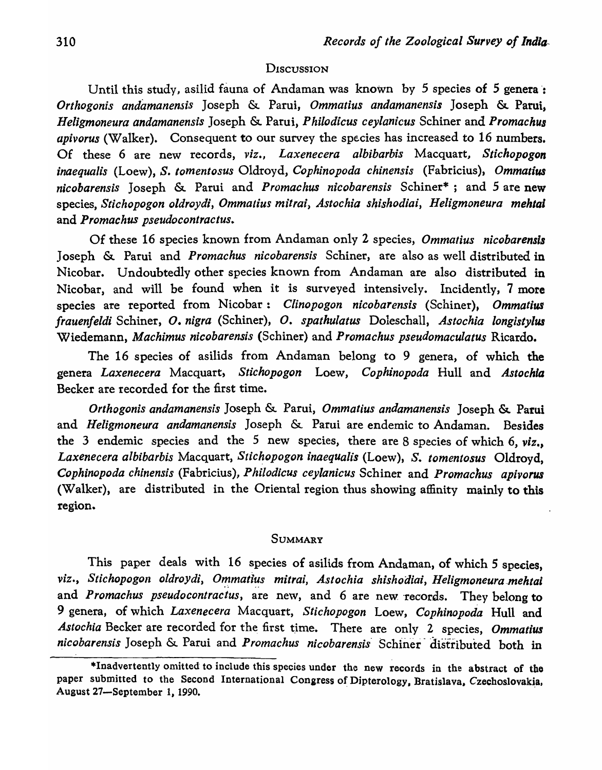## DISCUSSION

Until this study, asilid fauna of Andaman was known by 5 species of 5 genera : *Orthogonis andamanensis* Joseph & Parui, *Ommatius andamanensis* Joseph & Parui, *Heligmoneura andamanensis* Joseph & Parui, *Philodicus ceylanicus* Schiner and *Promachus apivorus* (Walker). Consequent to our survey the species has increased to 16 numbers. Of these 6 are new records, *viz., Laxenecera albibarbis* Macquart, *Stichopogon inaequalis* (Loew), *S. tomentosus* Oldroyd, *Cophinopoda chinensis* (Fabricius), *Ommatius nicobarensis* Joseph & Parui and *Promachus nicobarensis* Schiner* ; and 5 are new species, *Stichopogon oldroydi, Ommatius mitrai, Astochia shishodiai, Heligmoneura mehtai* and *Promachus pseudocontractus.*

Of these 16 species known from Andaman only 2 species, *Ommatius nicobarensis* Joseph & Parui and *Promachus nicobarensis* Schiner, are also as well distributed in Nicobar. Undoubtedly other species known from Andaman are also distributed in Nicobar, and will be found when it is surveyed intensively. Incidently, 7 more species are reported from Nicobar : *Clinopogon nicobarensis* (Schiner), *Ommatius frauenfeldi* Schiner, *O. nigra* (Schiner), *O. spathulatus* Doleschall, *Astochia longistylus* Wiedemann, *Machimus nicobarensis* (Schiner) and *Promachus pseudomaculatus* Ricardo.

The 16 species of asilids from Andaman belong to 9 genera, of which the genera *Laxenecera* Macquart, *Stichopogon* Loew, *Cophinopoda* Hull and *Astochia* Becker are recorded for the first time.

*Orthogonis andamanensis* Joseph & Parui, *Ommatius andamanensis* Joseph & Parui and *Heligmoneura andamanensis* Joseph & Parui are endemic to Andaman. Besides the 3 endemic species and the 5 new species, there are 8 species of which 6, *viz., Laxenecera albibarbis* Macquart, *Stichopogon inaequalis* (Loew), *S. tomentosus* Oldroyd, *Cophinopoda chinensis* (Fabricius), *Philodicus ceylanicus* Schiner and *Promachus apivorus* (Walker), are distributed in the Oriental region thus showing affinity mainly to this region.

## SUMMARY

This paper deals with 16 species of asilids from Andaman, of which 5 species, *viz., Stichopogon oldroydi, Ommatius mitrai, Astochia shishodiai, Heligmoneura mehtai* and *Promachus pseudocontractus*, are new, and 6 are new records. They belong to 9 genera, of which *Laxenecera* Macquart, *Stichopogon* Loew, *Cophinopoda* Hull and *Astochia* Becker are recorded for the first time. There are only 2 species, *Ommatius nicobarensis* Joseph & Parui and *Promachus nicobarensis* Schiner distributed both in

*Inadvertently omitted to include this species under the new records in the abstract of the paper submitted to the Second International Congress of Dipterology, Bratislava, Czechoslovakia, August 27—September 1, 1990.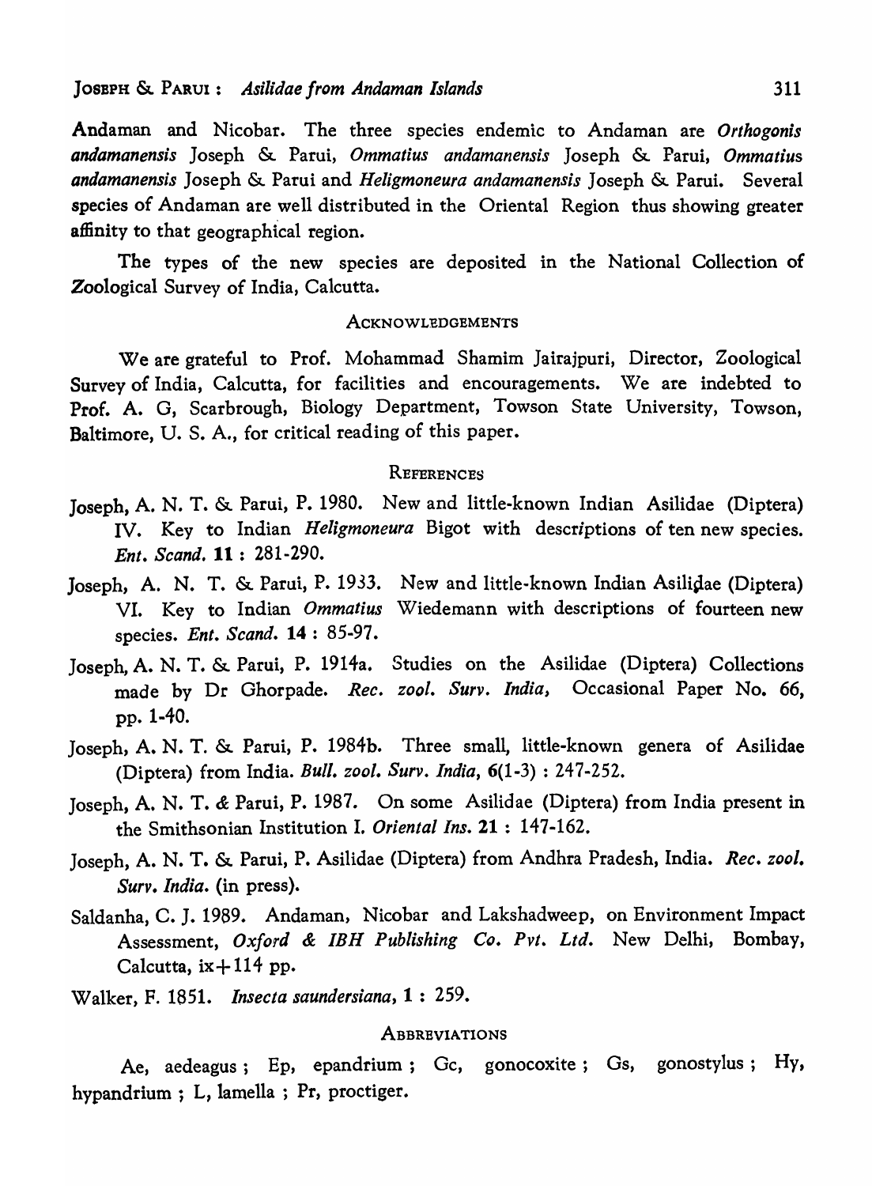Andaman and Nicobar. The three species endemic to Andaman are *Orthogonis andamanensis* Joseph & Parui, *Ommatius andamanensis* Joseph & Parui, *Ommatius andamanensis* Joseph & Parui and *Heligmoneura andamanensis* Joseph & Parui. Several species of Andaman are well distributed in the Oriental Region thus showing greater affinity to that geographical region.

The types of the new species are deposited in the National Collection of Zoological Survey of India, Calcutta.

## ACKNOWLEDGEMENTS

We are grateful to Prof. Mohammad Shamim Jairajpuri, Director, Zoological Survey of India, Calcutta, for facilities and encouragements. We are indebted to Prof. A. G, Scarbrough, Biology Department, Towson State University, Towson, Baltimore, U. S. A., for critical reading of this paper.

## REFERENCES

Joseph, A. N. T. & Parui, P. 1980. New and little-known Indian Asilidae (Diptera) IV. Key to Indian *Heligmoneura* Bigot with descriptions of ten new species. *Ent. Scand.* **11** : 281-290.

Joseph, A. N. T. & Parui, P. 1933. New and little-known Indian Asilidae (Diptera) VI. Key to Indian *Ommatius* Wiedemann with descriptions of fourteen new species. *Ent. Scand.* **14** : 85-97.

Joseph, A. N. T. & Parui, P. 1914a. Studies on the Asilidae (Diptera) Collections made by Dr Ghorpade. *Rec. zool. Surv. India,* Occasional Paper No. 66, pp. 1-40.

Joseph, A. N. T. & Parui, P. 1984b. Three small, little-known genera of Asilidae (Diptera) from India. *Bull. zool. Surv. India,* **6**(1-3) : 247-252.

Joseph, A. N. T. & Parui, P. 1987. On some Asilidae (Diptera) from India present in the Smithsonian Institution I. *Oriental Ins.* **21** : 147-162.

Joseph, A. N. T. & Parui, P. Asilidae (Diptera) from Andhra Pradesh, India. *Rec. zool. Surv. India.* (in press).

Saldanha, C. J. 1989. Andaman, Nicobar and Lakshadweep, on Environment Impact Assessment, *Oxford & IBH Publishing Co. Pvt. Ltd.* New Delhi, Bombay, Calcutta, ix+114 pp.

Walker, F. 1851. *Insecta saundersiana,* **1** : 259.

## ABBREVIATIONS

Ae, aedeagus ; Ep, epandrium ; Gc, gonocoxite ; Gs, gonostylus ; Hy, hypandrium ; L, lamella ; Pr, proctiger.